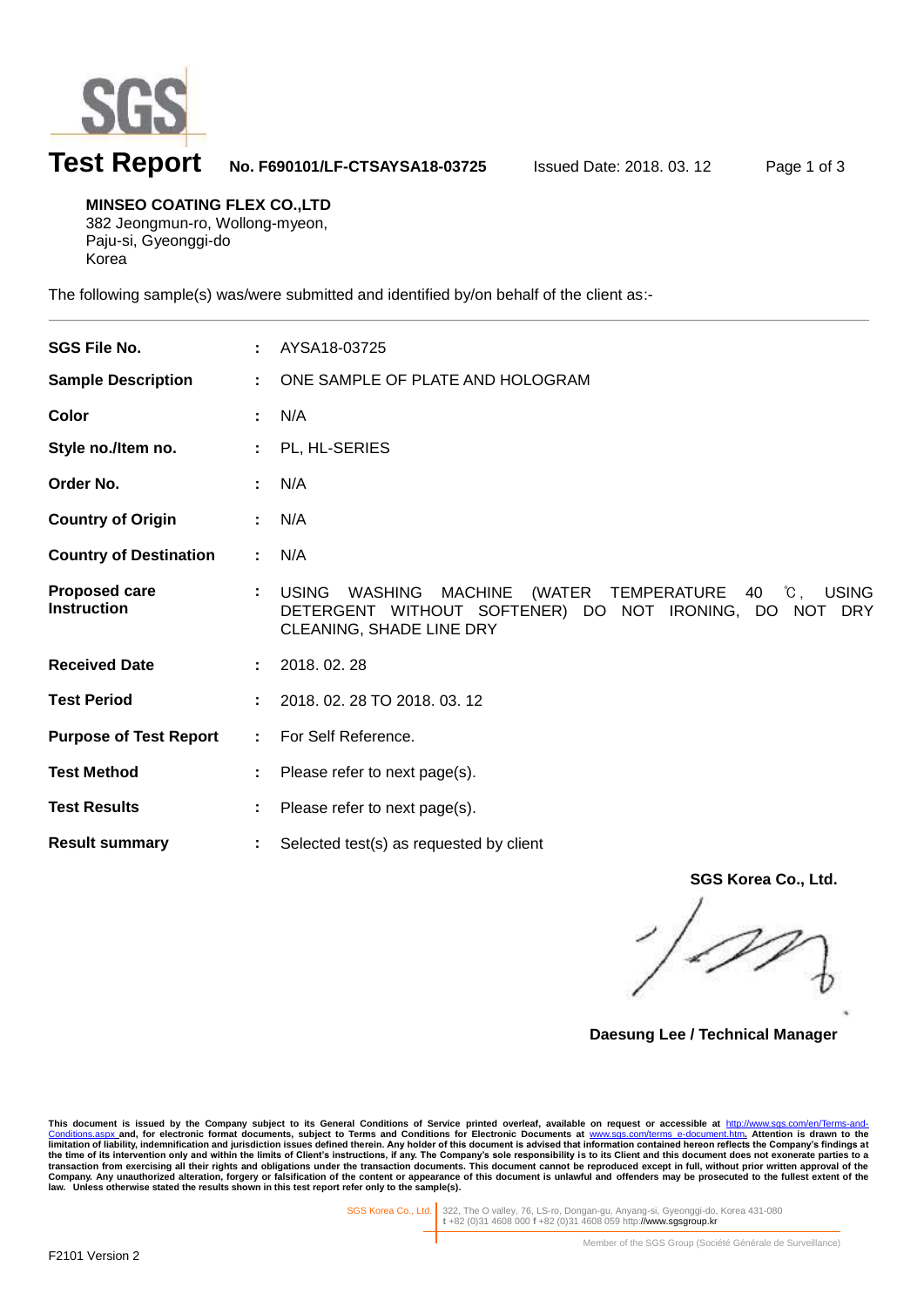# Test Report

**No. F690101/LF-CTSAYSA18-03725** Issued Date: 2018. 03. 12

**MINSEO COATING FLEX CO.,LTD**
382 Jeongmun-ro, Wollong-myeon,
Paju-si, Gyeonggi-do
Korea

The following sample(s) was/were submitted and identified by/on behalf of the client as:-

| | | |
|---|---|---|
| **SGS File No.** | : | AYSA18-03725 |
| **Sample Description** | : | ONE SAMPLE OF PLATE AND HOLOGRAM |
| **Color** | : | N/A |
| **Style no./Item no.** | : | PL, HL-SERIES |
| **Order No.** | : | N/A |
| **Country of Origin** | : | N/A |
| **Country of Destination** | : | N/A |
| **Proposed care Instruction** | : | USING WASHING MACHINE (WATER TEMPERATURE 40 ℃, USING DETERGENT WITHOUT SOFTENER) DO NOT IRONING, DO NOT DRY CLEANING, SHADE LINE DRY |
| **Received Date** | : | 2018. 02. 28 |
| **Test Period** | : | 2018. 02. 28 TO 2018. 03. 12 |
| **Purpose of Test Report** | : | For Self Reference. |
| **Test Method** | : | Please refer to next page(s). |
| **Test Results** | : | Please refer to next page(s). |
| **Result summary** | : | Selected test(s) as requested by client |

**SGS Korea Co., Ltd.**

**Daesung Lee / Technical Manager**

**This document is issued by the Company subject to its General Conditions of Service printed overleaf, available on request or accessible at http://www.sgs.com/en/Terms-and-Conditions.aspx and, for electronic format documents, subject to Terms and Conditions for Electronic Documents at www.sgs.com/terms_e-document.htm. Attention is drawn to the limitation of liability, indemnification and jurisdiction issues defined therein. Any holder of this document is advised that information contained hereon reflects the Company's findings at the time of its intervention only and within the limits of Client's instructions, if any. The Company's sole responsibility is to its Client and this document does not exonerate parties to a transaction from exercising all their rights and obligations under the transaction documents. This document cannot be reproduced except in full, without prior written approval of the Company. Any unauthorized alteration, forgery or falsification of the content or appearance of this document is unlawful and offenders may be prosecuted to the fullest extent of the law. Unless otherwise stated the results shown in this test report refer only to the sample(s).**

SGS Korea Co., Ltd. | 322, The O valley, 76, LS-ro, Dongan-gu, Anyang-si, Gyeonggi-do, Korea 431-080
t +82 (0)31 4608 000 f +82 (0)31 4608 059 http://www.sgsgroup.kr

Member of the SGS Group (Société Générale de Surveillance)

F2101 Version 2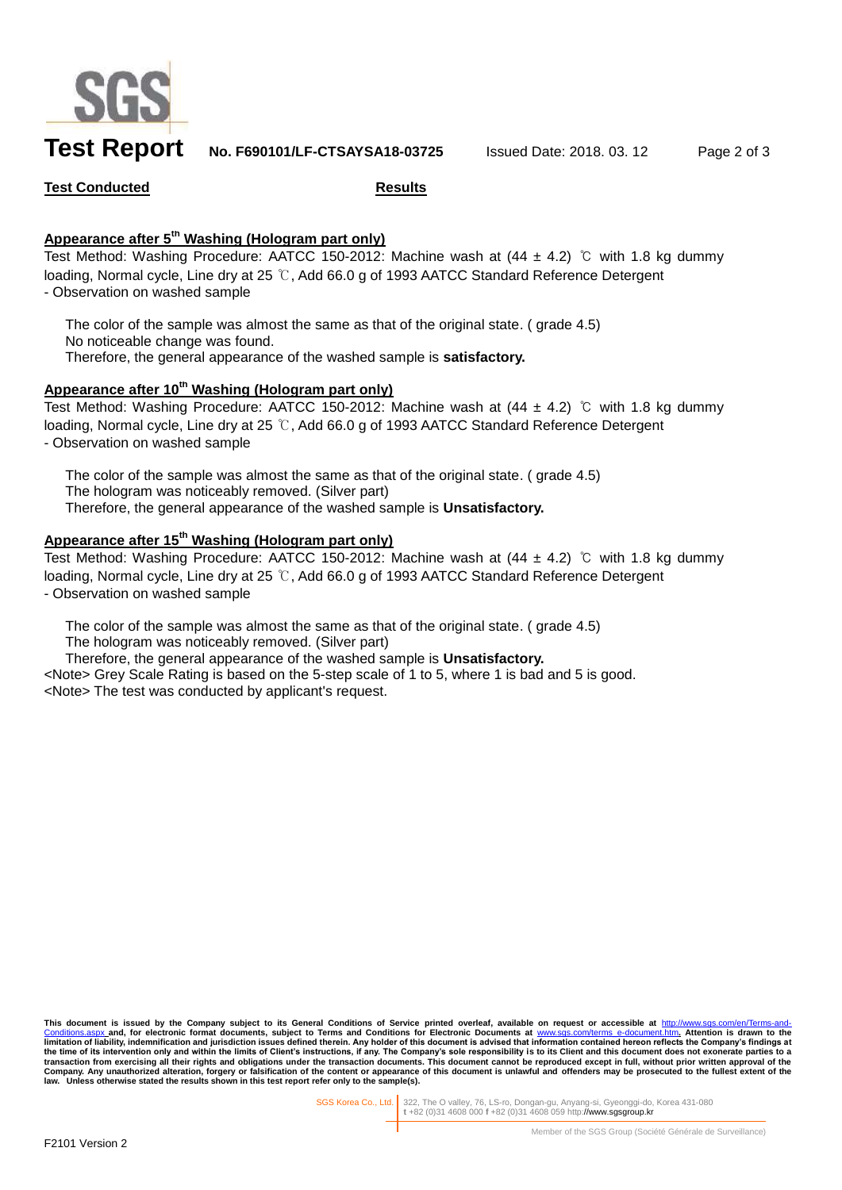| Test Conducted | Results |
| --- | --- |

**Appearance after 5th Washing (Hologram part only)**

Test Method: Washing Procedure: AATCC 150-2012: Machine wash at (44 ± 4.2) ℃ with 1.8 kg dummy loading, Normal cycle, Line dry at 25 ℃, Add 66.0 g of 1993 AATCC Standard Reference Detergent

- Observation on washed sample

The color of the sample was almost the same as that of the original state. ( grade 4.5)
No noticeable change was found.
Therefore, the general appearance of the washed sample is **satisfactory.**

**Appearance after 10th Washing (Hologram part only)**

Test Method: Washing Procedure: AATCC 150-2012: Machine wash at (44 ± 4.2) ℃ with 1.8 kg dummy loading, Normal cycle, Line dry at 25 ℃, Add 66.0 g of 1993 AATCC Standard Reference Detergent

- Observation on washed sample

The color of the sample was almost the same as that of the original state. ( grade 4.5)
The hologram was noticeably removed. (Silver part)
Therefore, the general appearance of the washed sample is **Unsatisfactory.**

**Appearance after 15th Washing (Hologram part only)**

Test Method: Washing Procedure: AATCC 150-2012: Machine wash at (44 ± 4.2) ℃ with 1.8 kg dummy loading, Normal cycle, Line dry at 25 ℃, Add 66.0 g of 1993 AATCC Standard Reference Detergent

- Observation on washed sample

The color of the sample was almost the same as that of the original state. ( grade 4.5)
The hologram was noticeably removed. (Silver part)
Therefore, the general appearance of the washed sample is **Unsatisfactory.**

<Note> Grey Scale Rating is based on the 5-step scale of 1 to 5, where 1 is bad and 5 is good.
<Note> The test was conducted by applicant's request.

**This document is issued by the Company subject to its General Conditions of Service printed overleaf, available on request or accessible at http://www.sgs.com/en/Terms-and-Conditions.aspx and, for electronic format documents, subject to Terms and Conditions for Electronic Documents at www.sgs.com/terms_e-document.htm. Attention is drawn to the limitation of liability, indemnification and jurisdiction issues defined therein. Any holder of this document is advised that information contained hereon reflects the Company's findings at the time of its intervention only and within the limits of Client's instructions, if any. The Company's sole responsibility is to its Client and this document does not exonerate parties to a transaction from exercising all their rights and obligations under the transaction documents. This document cannot be reproduced except in full, without prior written approval of the Company. Any unauthorized alteration, forgery or falsification of the content or appearance of this document is unlawful and offenders may be prosecuted to the fullest extent of the law. Unless otherwise stated the results shown in this test report refer only to the sample(s).**

SGS Korea Co., Ltd. | 322, The O valley, 76, LS-ro, Dongan-gu, Anyang-si, Gyeonggi-do, Korea 431-080
t +82 (0)31 4608 000 f +82 (0)31 4608 059 http://www.sgsgroup.kr

Member of the SGS Group (Société Générale de Surveillance)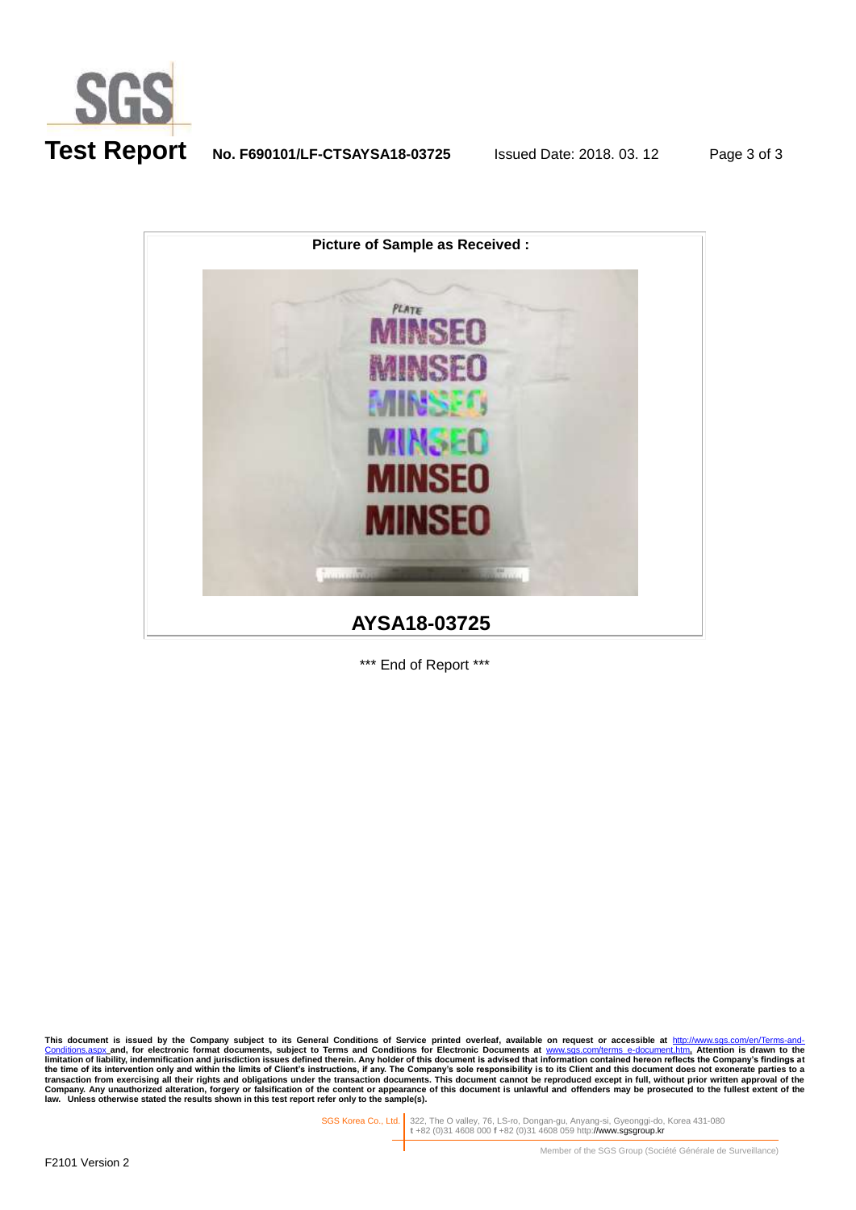**Picture of Sample as Received :**

**AYSA18-03725**

\*\*\* End of Report \*\*\*

This document is issued by the Company subject to its General Conditions of Service printed overleaf, available on request or accessible at http://www.sgs.com/en/Terms-and-Conditions.aspx and, for electronic format documents, subject to Terms and Conditions for Electronic Documents at www.sgs.com/terms_e-document.htm. Attention is drawn to the limitation of liability, indemnification and jurisdiction issues defined therein. Any holder of this document is advised that information contained hereon reflects the Company's findings at the time of its intervention only and within the limits of Client's instructions, if any. The Company's sole responsibility is to its Client and this document does not exonerate parties to a transaction from exercising all their rights and obligations under the transaction documents. This document cannot be reproduced except in full, without prior written approval of the Company. Any unauthorized alteration, forgery or falsification of the content or appearance of this document is unlawful and offenders may be prosecuted to the fullest extent of the law. Unless otherwise stated the results shown in this test report refer only to the sample(s).

SGS Korea Co., Ltd. | 322, The O valley, 76, LS-ro, Dongan-gu, Anyang-si, Gyeonggi-do, Korea 431-080
t +82 (0)31 4608 000 f +82 (0)31 4608 059 http://www.sgsgroup.kr

Member of the SGS Group (Société Générale de Surveillance)

F2101 Version 2